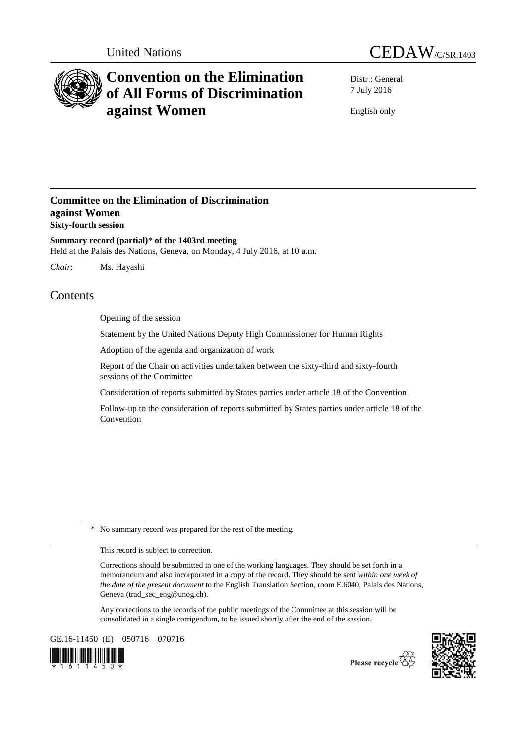United Nations

CEDAW/C/SR.1403

# Convention on the Elimination of All Forms of Discrimination against Women

Distr.: General
7 July 2016

English only

## Committee on the Elimination of Discrimination against Women
**Sixty-fourth session**

**Summary record (partial)\* of the 1403rd meeting**
Held at the Palais des Nations, Geneva, on Monday, 4 July 2016, at 10 a.m.

*Chair*: Ms. Hayashi

## Contents

Opening of the session

Statement by the United Nations Deputy High Commissioner for Human Rights

Adoption of the agenda and organization of work

Report of the Chair on activities undertaken between the sixty-third and sixty-fourth sessions of the Committee

Consideration of reports submitted by States parties under article 18 of the Convention

Follow-up to the consideration of reports submitted by States parties under article 18 of the Convention

---

\* No summary record was prepared for the rest of the meeting.

This record is subject to correction.

Corrections should be submitted in one of the working languages. They should be set forth in a memorandum and also incorporated in a copy of the record. They should be sent *within one week of the date of the present document* to the English Translation Section, room E.6040, Palais des Nations, Geneva (trad_sec_eng@unog.ch).

Any corrections to the records of the public meetings of the Committee at this session will be consolidated in a single corrigendum, to be issued shortly after the end of the session.

GE.16-11450 (E) 050716 070716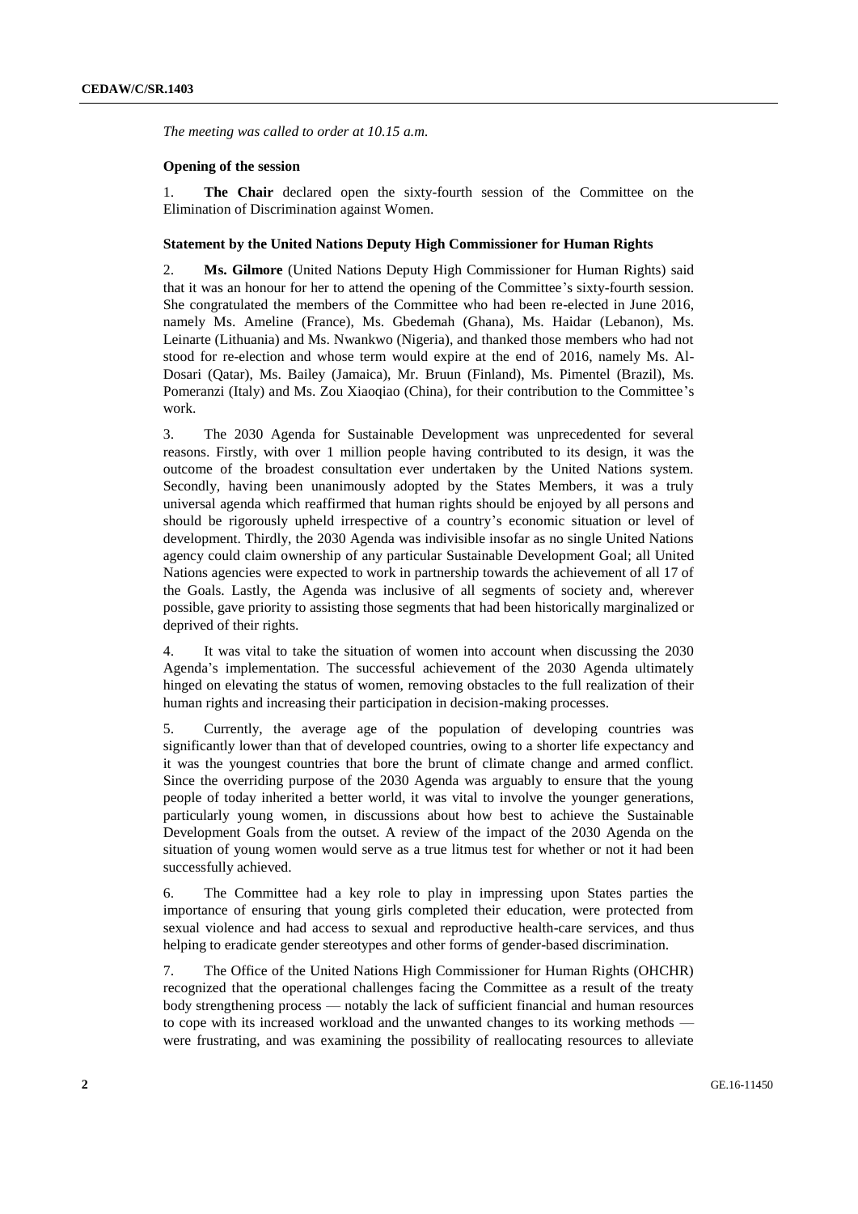*The meeting was called to order at 10.15 a.m.*

**Opening of the session**

1. **The Chair** declared open the sixty-fourth session of the Committee on the Elimination of Discrimination against Women.

**Statement by the United Nations Deputy High Commissioner for Human Rights**

2. **Ms. Gilmore** (United Nations Deputy High Commissioner for Human Rights) said that it was an honour for her to attend the opening of the Committee's sixty-fourth session. She congratulated the members of the Committee who had been re-elected in June 2016, namely Ms. Ameline (France), Ms. Gbedemah (Ghana), Ms. Haidar (Lebanon), Ms. Leinarte (Lithuania) and Ms. Nwankwo (Nigeria), and thanked those members who had not stood for re-election and whose term would expire at the end of 2016, namely Ms. Al-Dosari (Qatar), Ms. Bailey (Jamaica), Mr. Bruun (Finland), Ms. Pimentel (Brazil), Ms. Pomeranzi (Italy) and Ms. Zou Xiaoqiao (China), for their contribution to the Committee's work.

3. The 2030 Agenda for Sustainable Development was unprecedented for several reasons. Firstly, with over 1 million people having contributed to its design, it was the outcome of the broadest consultation ever undertaken by the United Nations system. Secondly, having been unanimously adopted by the States Members, it was a truly universal agenda which reaffirmed that human rights should be enjoyed by all persons and should be rigorously upheld irrespective of a country's economic situation or level of development. Thirdly, the 2030 Agenda was indivisible insofar as no single United Nations agency could claim ownership of any particular Sustainable Development Goal; all United Nations agencies were expected to work in partnership towards the achievement of all 17 of the Goals. Lastly, the Agenda was inclusive of all segments of society and, wherever possible, gave priority to assisting those segments that had been historically marginalized or deprived of their rights.

4. It was vital to take the situation of women into account when discussing the 2030 Agenda's implementation. The successful achievement of the 2030 Agenda ultimately hinged on elevating the status of women, removing obstacles to the full realization of their human rights and increasing their participation in decision-making processes.

5. Currently, the average age of the population of developing countries was significantly lower than that of developed countries, owing to a shorter life expectancy and it was the youngest countries that bore the brunt of climate change and armed conflict. Since the overriding purpose of the 2030 Agenda was arguably to ensure that the young people of today inherited a better world, it was vital to involve the younger generations, particularly young women, in discussions about how best to achieve the Sustainable Development Goals from the outset. A review of the impact of the 2030 Agenda on the situation of young women would serve as a true litmus test for whether or not it had been successfully achieved.

6. The Committee had a key role to play in impressing upon States parties the importance of ensuring that young girls completed their education, were protected from sexual violence and had access to sexual and reproductive health-care services, and thus helping to eradicate gender stereotypes and other forms of gender-based discrimination.

7. The Office of the United Nations High Commissioner for Human Rights (OHCHR) recognized that the operational challenges facing the Committee as a result of the treaty body strengthening process — notably the lack of sufficient financial and human resources to cope with its increased workload and the unwanted changes to its working methods — were frustrating, and was examining the possibility of reallocating resources to alleviate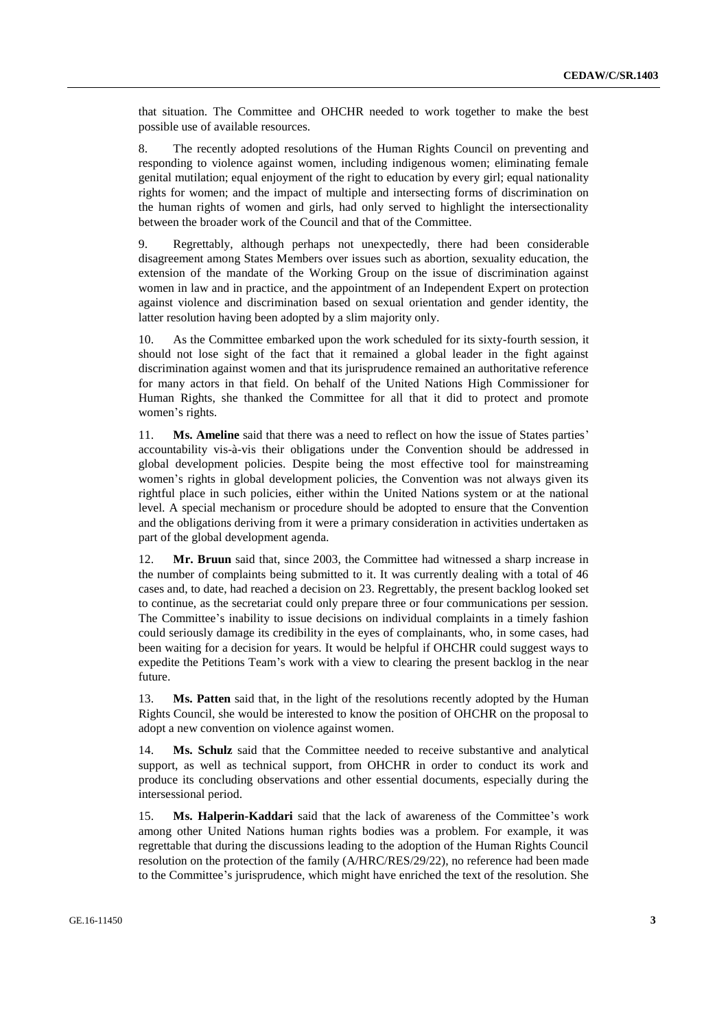that situation. The Committee and OHCHR needed to work together to make the best possible use of available resources.

8. The recently adopted resolutions of the Human Rights Council on preventing and responding to violence against women, including indigenous women; eliminating female genital mutilation; equal enjoyment of the right to education by every girl; equal nationality rights for women; and the impact of multiple and intersecting forms of discrimination on the human rights of women and girls, had only served to highlight the intersectionality between the broader work of the Council and that of the Committee.

9. Regrettably, although perhaps not unexpectedly, there had been considerable disagreement among States Members over issues such as abortion, sexuality education, the extension of the mandate of the Working Group on the issue of discrimination against women in law and in practice, and the appointment of an Independent Expert on protection against violence and discrimination based on sexual orientation and gender identity, the latter resolution having been adopted by a slim majority only.

10. As the Committee embarked upon the work scheduled for its sixty-fourth session, it should not lose sight of the fact that it remained a global leader in the fight against discrimination against women and that its jurisprudence remained an authoritative reference for many actors in that field. On behalf of the United Nations High Commissioner for Human Rights, she thanked the Committee for all that it did to protect and promote women's rights.

11. **Ms. Ameline** said that there was a need to reflect on how the issue of States parties' accountability vis-à-vis their obligations under the Convention should be addressed in global development policies. Despite being the most effective tool for mainstreaming women's rights in global development policies, the Convention was not always given its rightful place in such policies, either within the United Nations system or at the national level. A special mechanism or procedure should be adopted to ensure that the Convention and the obligations deriving from it were a primary consideration in activities undertaken as part of the global development agenda.

12. **Mr. Bruun** said that, since 2003, the Committee had witnessed a sharp increase in the number of complaints being submitted to it. It was currently dealing with a total of 46 cases and, to date, had reached a decision on 23. Regrettably, the present backlog looked set to continue, as the secretariat could only prepare three or four communications per session. The Committee's inability to issue decisions on individual complaints in a timely fashion could seriously damage its credibility in the eyes of complainants, who, in some cases, had been waiting for a decision for years. It would be helpful if OHCHR could suggest ways to expedite the Petitions Team's work with a view to clearing the present backlog in the near future.

13. **Ms. Patten** said that, in the light of the resolutions recently adopted by the Human Rights Council, she would be interested to know the position of OHCHR on the proposal to adopt a new convention on violence against women.

14. **Ms. Schulz** said that the Committee needed to receive substantive and analytical support, as well as technical support, from OHCHR in order to conduct its work and produce its concluding observations and other essential documents, especially during the intersessional period.

15. **Ms. Halperin-Kaddari** said that the lack of awareness of the Committee's work among other United Nations human rights bodies was a problem. For example, it was regrettable that during the discussions leading to the adoption of the Human Rights Council resolution on the protection of the family (A/HRC/RES/29/22), no reference had been made to the Committee's jurisprudence, which might have enriched the text of the resolution. She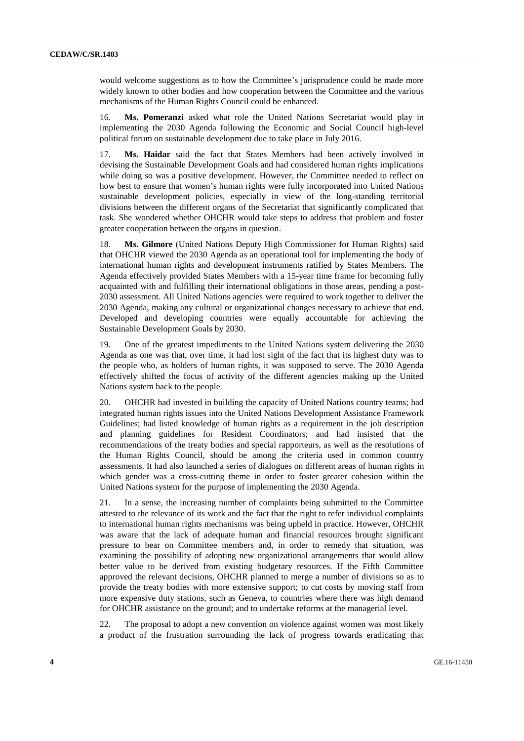would welcome suggestions as to how the Committee's jurisprudence could be made more widely known to other bodies and how cooperation between the Committee and the various mechanisms of the Human Rights Council could be enhanced.

16. **Ms. Pomeranzi** asked what role the United Nations Secretariat would play in implementing the 2030 Agenda following the Economic and Social Council high-level political forum on sustainable development due to take place in July 2016.

17. **Ms. Haidar** said the fact that States Members had been actively involved in devising the Sustainable Development Goals and had considered human rights implications while doing so was a positive development. However, the Committee needed to reflect on how best to ensure that women's human rights were fully incorporated into United Nations sustainable development policies, especially in view of the long-standing territorial divisions between the different organs of the Secretariat that significantly complicated that task. She wondered whether OHCHR would take steps to address that problem and foster greater cooperation between the organs in question.

18. **Ms. Gilmore** (United Nations Deputy High Commissioner for Human Rights) said that OHCHR viewed the 2030 Agenda as an operational tool for implementing the body of international human rights and development instruments ratified by States Members. The Agenda effectively provided States Members with a 15-year time frame for becoming fully acquainted with and fulfilling their international obligations in those areas, pending a post-2030 assessment. All United Nations agencies were required to work together to deliver the 2030 Agenda, making any cultural or organizational changes necessary to achieve that end. Developed and developing countries were equally accountable for achieving the Sustainable Development Goals by 2030.

19. One of the greatest impediments to the United Nations system delivering the 2030 Agenda as one was that, over time, it had lost sight of the fact that its highest duty was to the people who, as holders of human rights, it was supposed to serve. The 2030 Agenda effectively shifted the focus of activity of the different agencies making up the United Nations system back to the people.

20. OHCHR had invested in building the capacity of United Nations country teams; had integrated human rights issues into the United Nations Development Assistance Framework Guidelines; had listed knowledge of human rights as a requirement in the job description and planning guidelines for Resident Coordinators; and had insisted that the recommendations of the treaty bodies and special rapporteurs, as well as the resolutions of the Human Rights Council, should be among the criteria used in common country assessments. It had also launched a series of dialogues on different areas of human rights in which gender was a cross-cutting theme in order to foster greater cohesion within the United Nations system for the purpose of implementing the 2030 Agenda.

21. In a sense, the increasing number of complaints being submitted to the Committee attested to the relevance of its work and the fact that the right to refer individual complaints to international human rights mechanisms was being upheld in practice. However, OHCHR was aware that the lack of adequate human and financial resources brought significant pressure to bear on Committee members and, in order to remedy that situation, was examining the possibility of adopting new organizational arrangements that would allow better value to be derived from existing budgetary resources. If the Fifth Committee approved the relevant decisions, OHCHR planned to merge a number of divisions so as to provide the treaty bodies with more extensive support; to cut costs by moving staff from more expensive duty stations, such as Geneva, to countries where there was high demand for OHCHR assistance on the ground; and to undertake reforms at the managerial level.

22. The proposal to adopt a new convention on violence against women was most likely a product of the frustration surrounding the lack of progress towards eradicating that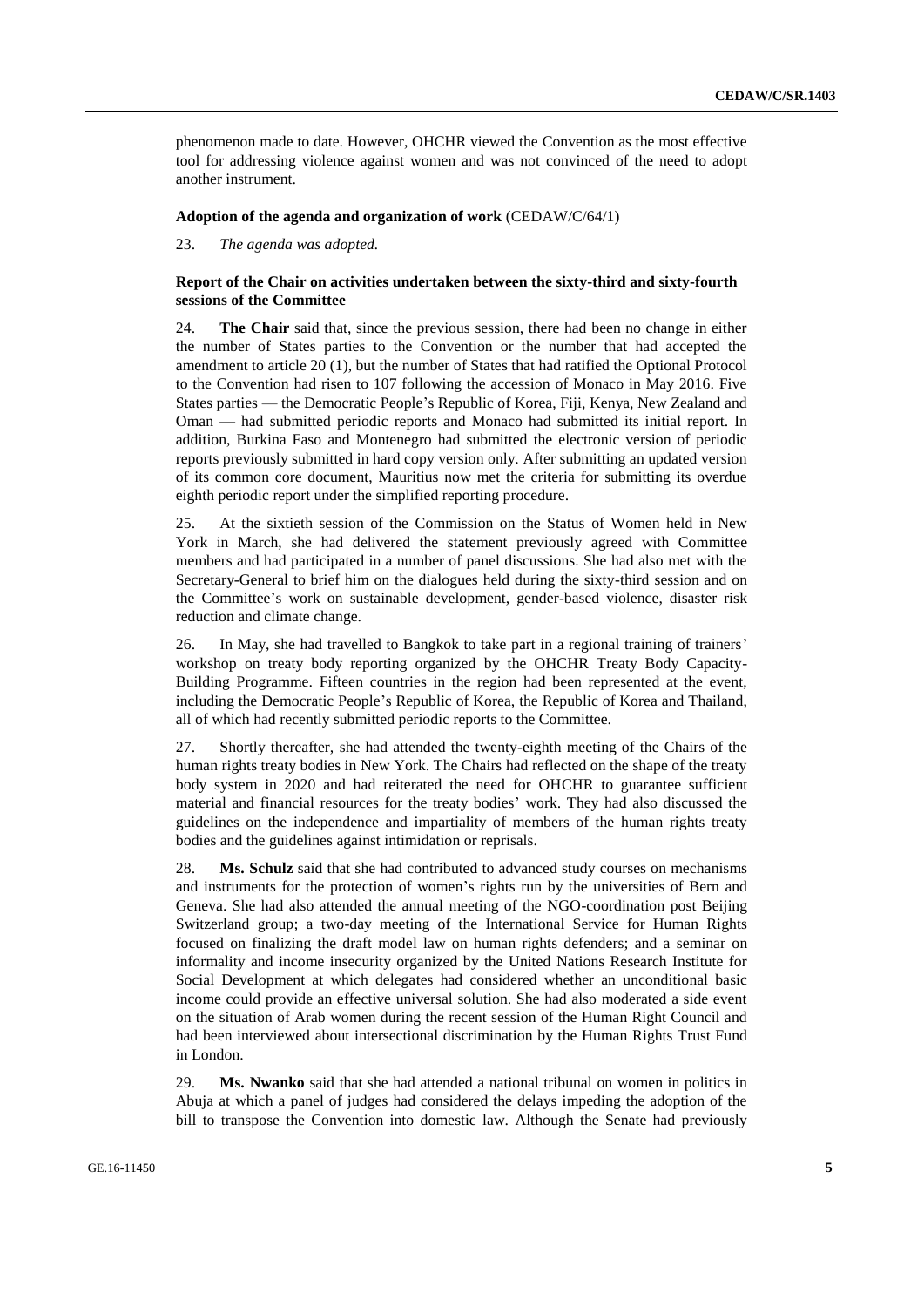phenomenon made to date. However, OHCHR viewed the Convention as the most effective tool for addressing violence against women and was not convinced of the need to adopt another instrument.

**Adoption of the agenda and organization of work** (CEDAW/C/64/1)

23. *The agenda was adopted.*

**Report of the Chair on activities undertaken between the sixty-third and sixty-fourth sessions of the Committee**

24. **The Chair** said that, since the previous session, there had been no change in either the number of States parties to the Convention or the number that had accepted the amendment to article 20 (1), but the number of States that had ratified the Optional Protocol to the Convention had risen to 107 following the accession of Monaco in May 2016. Five States parties — the Democratic People's Republic of Korea, Fiji, Kenya, New Zealand and Oman — had submitted periodic reports and Monaco had submitted its initial report. In addition, Burkina Faso and Montenegro had submitted the electronic version of periodic reports previously submitted in hard copy version only. After submitting an updated version of its common core document, Mauritius now met the criteria for submitting its overdue eighth periodic report under the simplified reporting procedure.

25. At the sixtieth session of the Commission on the Status of Women held in New York in March, she had delivered the statement previously agreed with Committee members and had participated in a number of panel discussions. She had also met with the Secretary-General to brief him on the dialogues held during the sixty-third session and on the Committee's work on sustainable development, gender-based violence, disaster risk reduction and climate change.

26. In May, she had travelled to Bangkok to take part in a regional training of trainers' workshop on treaty body reporting organized by the OHCHR Treaty Body Capacity-Building Programme. Fifteen countries in the region had been represented at the event, including the Democratic People's Republic of Korea, the Republic of Korea and Thailand, all of which had recently submitted periodic reports to the Committee.

27. Shortly thereafter, she had attended the twenty-eighth meeting of the Chairs of the human rights treaty bodies in New York. The Chairs had reflected on the shape of the treaty body system in 2020 and had reiterated the need for OHCHR to guarantee sufficient material and financial resources for the treaty bodies' work. They had also discussed the guidelines on the independence and impartiality of members of the human rights treaty bodies and the guidelines against intimidation or reprisals.

28. **Ms. Schulz** said that she had contributed to advanced study courses on mechanisms and instruments for the protection of women's rights run by the universities of Bern and Geneva. She had also attended the annual meeting of the NGO-coordination post Beijing Switzerland group; a two-day meeting of the International Service for Human Rights focused on finalizing the draft model law on human rights defenders; and a seminar on informality and income insecurity organized by the United Nations Research Institute for Social Development at which delegates had considered whether an unconditional basic income could provide an effective universal solution. She had also moderated a side event on the situation of Arab women during the recent session of the Human Right Council and had been interviewed about intersectional discrimination by the Human Rights Trust Fund in London.

29. **Ms. Nwanko** said that she had attended a national tribunal on women in politics in Abuja at which a panel of judges had considered the delays impeding the adoption of the bill to transpose the Convention into domestic law. Although the Senate had previously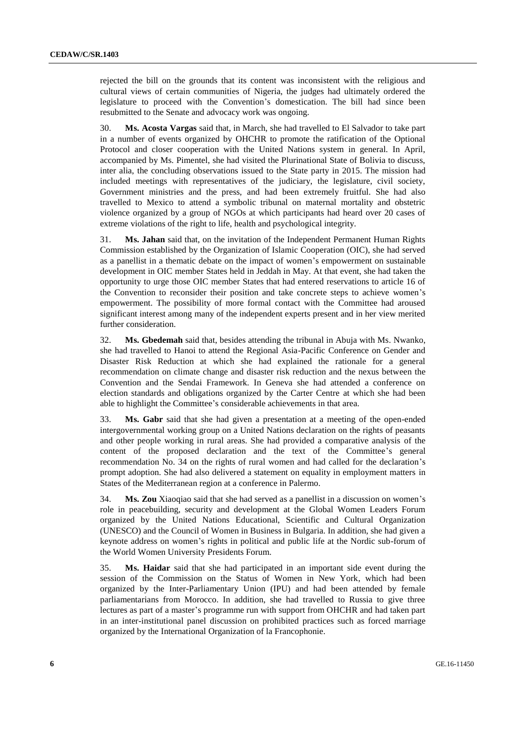rejected the bill on the grounds that its content was inconsistent with the religious and cultural views of certain communities of Nigeria, the judges had ultimately ordered the legislature to proceed with the Convention's domestication. The bill had since been resubmitted to the Senate and advocacy work was ongoing.

30. **Ms. Acosta Vargas** said that, in March, she had travelled to El Salvador to take part in a number of events organized by OHCHR to promote the ratification of the Optional Protocol and closer cooperation with the United Nations system in general. In April, accompanied by Ms. Pimentel, she had visited the Plurinational State of Bolivia to discuss, inter alia, the concluding observations issued to the State party in 2015. The mission had included meetings with representatives of the judiciary, the legislature, civil society, Government ministries and the press, and had been extremely fruitful. She had also travelled to Mexico to attend a symbolic tribunal on maternal mortality and obstetric violence organized by a group of NGOs at which participants had heard over 20 cases of extreme violations of the right to life, health and psychological integrity.

31. **Ms. Jahan** said that, on the invitation of the Independent Permanent Human Rights Commission established by the Organization of Islamic Cooperation (OIC), she had served as a panellist in a thematic debate on the impact of women's empowerment on sustainable development in OIC member States held in Jeddah in May. At that event, she had taken the opportunity to urge those OIC member States that had entered reservations to article 16 of the Convention to reconsider their position and take concrete steps to achieve women's empowerment. The possibility of more formal contact with the Committee had aroused significant interest among many of the independent experts present and in her view merited further consideration.

32. **Ms. Gbedemah** said that, besides attending the tribunal in Abuja with Ms. Nwanko, she had travelled to Hanoi to attend the Regional Asia-Pacific Conference on Gender and Disaster Risk Reduction at which she had explained the rationale for a general recommendation on climate change and disaster risk reduction and the nexus between the Convention and the Sendai Framework. In Geneva she had attended a conference on election standards and obligations organized by the Carter Centre at which she had been able to highlight the Committee's considerable achievements in that area.

33. **Ms. Gabr** said that she had given a presentation at a meeting of the open-ended intergovernmental working group on a United Nations declaration on the rights of peasants and other people working in rural areas. She had provided a comparative analysis of the content of the proposed declaration and the text of the Committee's general recommendation No. 34 on the rights of rural women and had called for the declaration's prompt adoption. She had also delivered a statement on equality in employment matters in States of the Mediterranean region at a conference in Palermo.

34. **Ms. Zou** Xiaoqiao said that she had served as a panellist in a discussion on women's role in peacebuilding, security and development at the Global Women Leaders Forum organized by the United Nations Educational, Scientific and Cultural Organization (UNESCO) and the Council of Women in Business in Bulgaria. In addition, she had given a keynote address on women's rights in political and public life at the Nordic sub-forum of the World Women University Presidents Forum.

35. **Ms. Haidar** said that she had participated in an important side event during the session of the Commission on the Status of Women in New York, which had been organized by the Inter-Parliamentary Union (IPU) and had been attended by female parliamentarians from Morocco. In addition, she had travelled to Russia to give three lectures as part of a master's programme run with support from OHCHR and had taken part in an inter-institutional panel discussion on prohibited practices such as forced marriage organized by the International Organization of la Francophonie.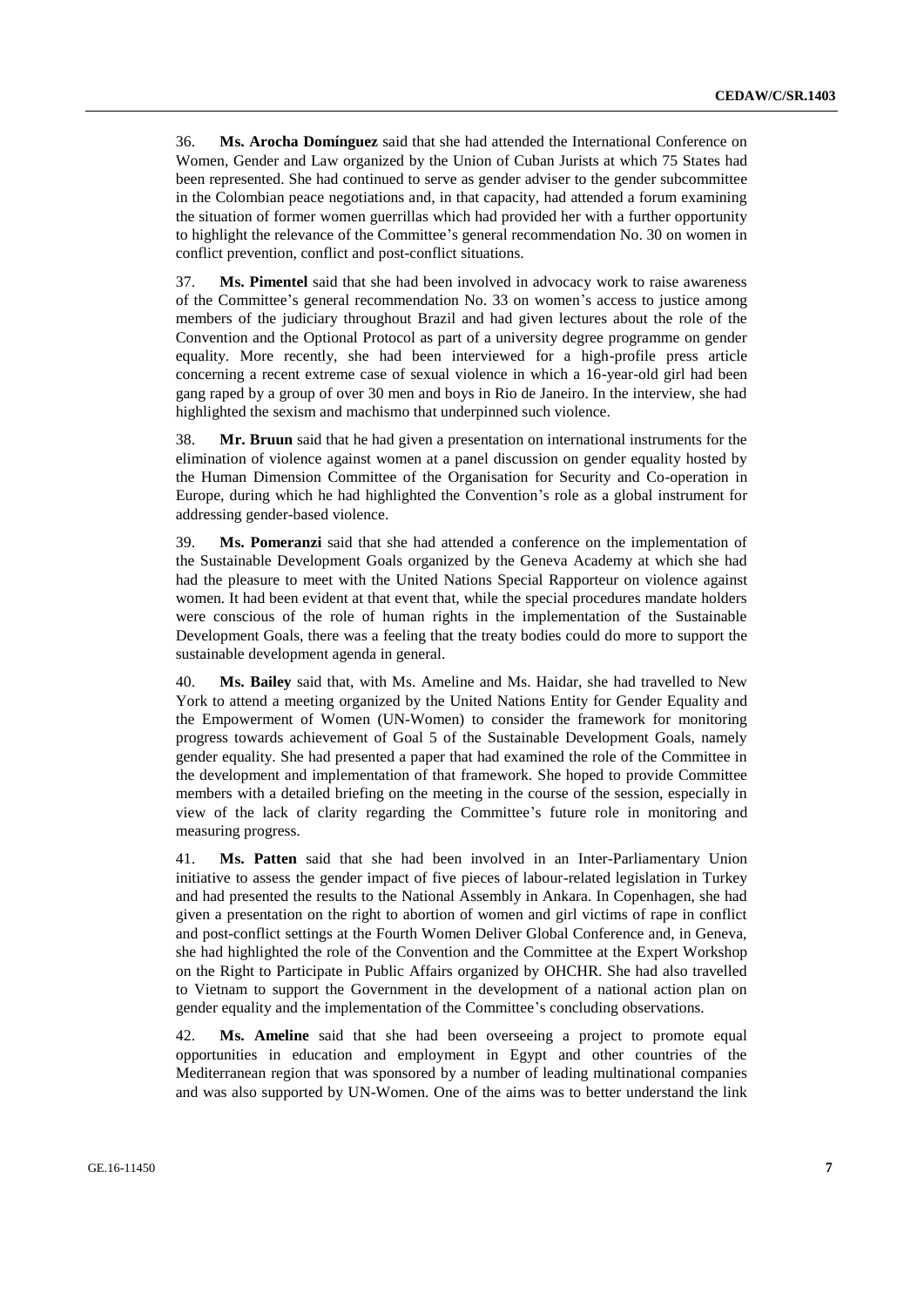36. **Ms. Arocha Domínguez** said that she had attended the International Conference on Women, Gender and Law organized by the Union of Cuban Jurists at which 75 States had been represented. She had continued to serve as gender adviser to the gender subcommittee in the Colombian peace negotiations and, in that capacity, had attended a forum examining the situation of former women guerrillas which had provided her with a further opportunity to highlight the relevance of the Committee's general recommendation No. 30 on women in conflict prevention, conflict and post-conflict situations.

37. **Ms. Pimentel** said that she had been involved in advocacy work to raise awareness of the Committee's general recommendation No. 33 on women's access to justice among members of the judiciary throughout Brazil and had given lectures about the role of the Convention and the Optional Protocol as part of a university degree programme on gender equality. More recently, she had been interviewed for a high-profile press article concerning a recent extreme case of sexual violence in which a 16-year-old girl had been gang raped by a group of over 30 men and boys in Rio de Janeiro. In the interview, she had highlighted the sexism and machismo that underpinned such violence.

38. **Mr. Bruun** said that he had given a presentation on international instruments for the elimination of violence against women at a panel discussion on gender equality hosted by the Human Dimension Committee of the Organisation for Security and Co-operation in Europe, during which he had highlighted the Convention's role as a global instrument for addressing gender-based violence.

39. **Ms. Pomeranzi** said that she had attended a conference on the implementation of the Sustainable Development Goals organized by the Geneva Academy at which she had had the pleasure to meet with the United Nations Special Rapporteur on violence against women. It had been evident at that event that, while the special procedures mandate holders were conscious of the role of human rights in the implementation of the Sustainable Development Goals, there was a feeling that the treaty bodies could do more to support the sustainable development agenda in general.

40. **Ms. Bailey** said that, with Ms. Ameline and Ms. Haidar, she had travelled to New York to attend a meeting organized by the United Nations Entity for Gender Equality and the Empowerment of Women (UN-Women) to consider the framework for monitoring progress towards achievement of Goal 5 of the Sustainable Development Goals, namely gender equality. She had presented a paper that had examined the role of the Committee in the development and implementation of that framework. She hoped to provide Committee members with a detailed briefing on the meeting in the course of the session, especially in view of the lack of clarity regarding the Committee's future role in monitoring and measuring progress.

41. **Ms. Patten** said that she had been involved in an Inter-Parliamentary Union initiative to assess the gender impact of five pieces of labour-related legislation in Turkey and had presented the results to the National Assembly in Ankara. In Copenhagen, she had given a presentation on the right to abortion of women and girl victims of rape in conflict and post-conflict settings at the Fourth Women Deliver Global Conference and, in Geneva, she had highlighted the role of the Convention and the Committee at the Expert Workshop on the Right to Participate in Public Affairs organized by OHCHR. She had also travelled to Vietnam to support the Government in the development of a national action plan on gender equality and the implementation of the Committee's concluding observations.

42. **Ms. Ameline** said that she had been overseeing a project to promote equal opportunities in education and employment in Egypt and other countries of the Mediterranean region that was sponsored by a number of leading multinational companies and was also supported by UN-Women. One of the aims was to better understand the link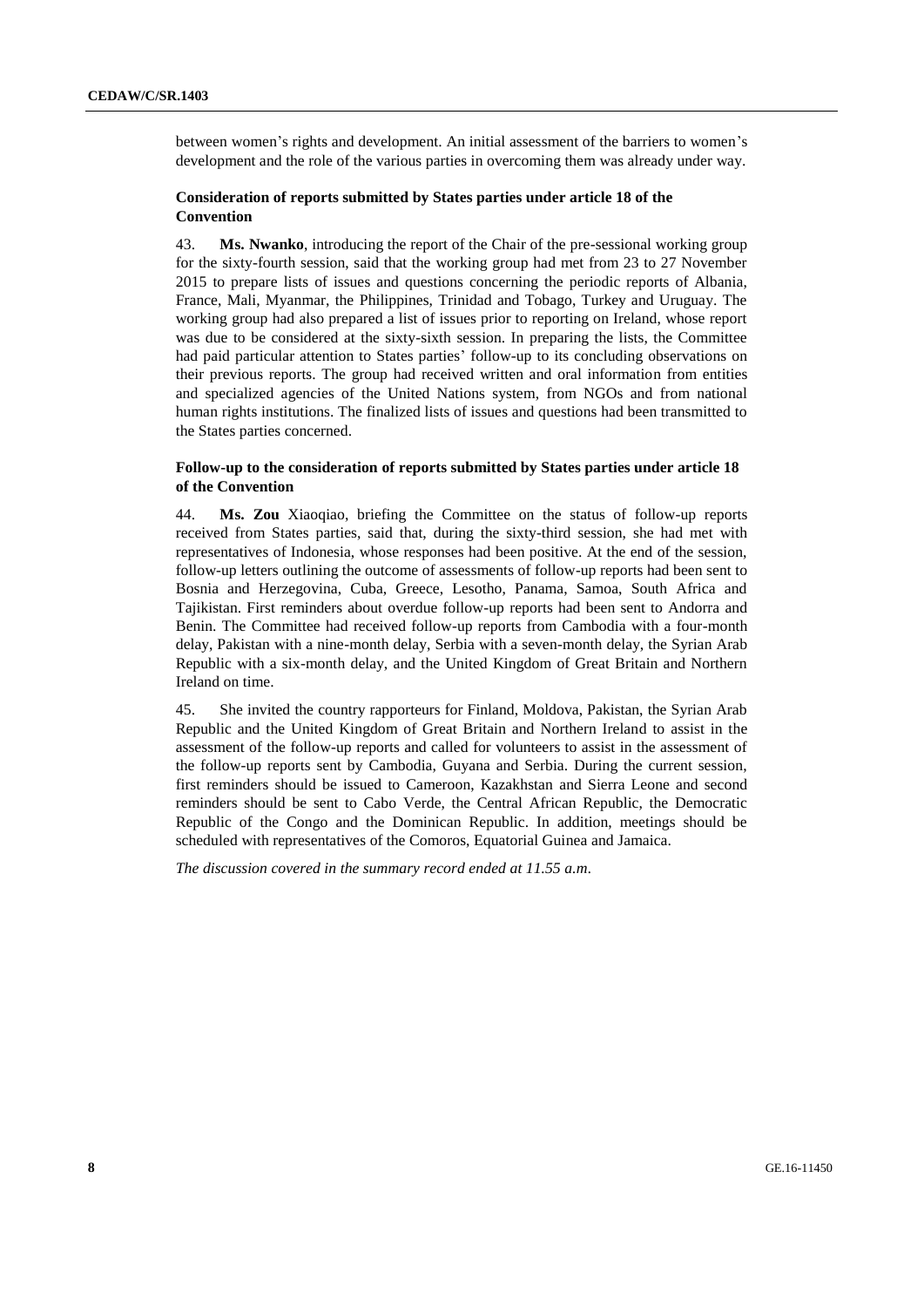between women's rights and development. An initial assessment of the barriers to women's development and the role of the various parties in overcoming them was already under way.

### Consideration of reports submitted by States parties under article 18 of the Convention

43. **Ms. Nwanko**, introducing the report of the Chair of the pre-sessional working group for the sixty-fourth session, said that the working group had met from 23 to 27 November 2015 to prepare lists of issues and questions concerning the periodic reports of Albania, France, Mali, Myanmar, the Philippines, Trinidad and Tobago, Turkey and Uruguay. The working group had also prepared a list of issues prior to reporting on Ireland, whose report was due to be considered at the sixty-sixth session. In preparing the lists, the Committee had paid particular attention to States parties' follow-up to its concluding observations on their previous reports. The group had received written and oral information from entities and specialized agencies of the United Nations system, from NGOs and from national human rights institutions. The finalized lists of issues and questions had been transmitted to the States parties concerned.

### Follow-up to the consideration of reports submitted by States parties under article 18 of the Convention

44. **Ms. Zou** Xiaoqiao, briefing the Committee on the status of follow-up reports received from States parties, said that, during the sixty-third session, she had met with representatives of Indonesia, whose responses had been positive. At the end of the session, follow-up letters outlining the outcome of assessments of follow-up reports had been sent to Bosnia and Herzegovina, Cuba, Greece, Lesotho, Panama, Samoa, South Africa and Tajikistan. First reminders about overdue follow-up reports had been sent to Andorra and Benin. The Committee had received follow-up reports from Cambodia with a four-month delay, Pakistan with a nine-month delay, Serbia with a seven-month delay, the Syrian Arab Republic with a six-month delay, and the United Kingdom of Great Britain and Northern Ireland on time.

45. She invited the country rapporteurs for Finland, Moldova, Pakistan, the Syrian Arab Republic and the United Kingdom of Great Britain and Northern Ireland to assist in the assessment of the follow-up reports and called for volunteers to assist in the assessment of the follow-up reports sent by Cambodia, Guyana and Serbia. During the current session, first reminders should be issued to Cameroon, Kazakhstan and Sierra Leone and second reminders should be sent to Cabo Verde, the Central African Republic, the Democratic Republic of the Congo and the Dominican Republic. In addition, meetings should be scheduled with representatives of the Comoros, Equatorial Guinea and Jamaica.

*The discussion covered in the summary record ended at 11.55 a.m.*